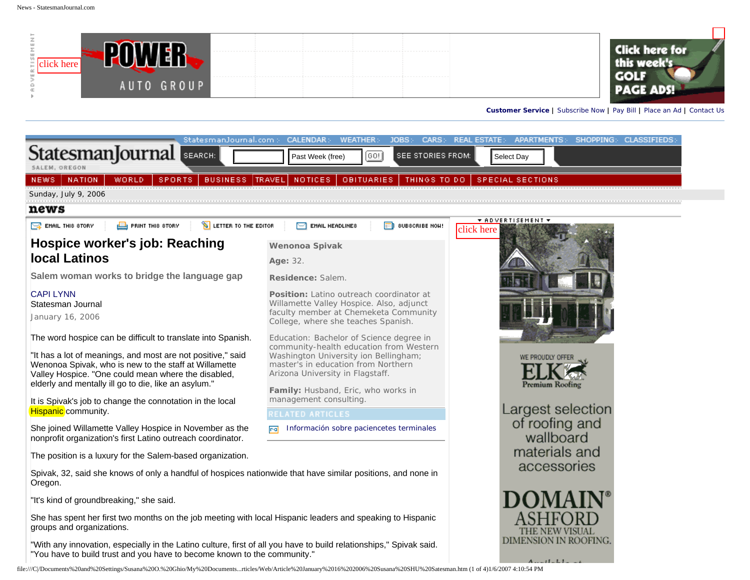# Hospice worker's job: Reaching local Latinos

## Salem woman works to bridge the language gap

CAPI LYNN
Statesman Journal
January 16, 2006

**Wenonoa Spivak**

**Age:** 32.

**Residence:** Salem.

**Position:** Latino outreach coordinator at Willamette Valley Hospice. Also, adjunct faculty member at Chemeketa Community College, where she teaches Spanish.

Education: Bachelor of Science degree in community-health education from Western Washington University ion Bellingham; master's in education from Northern Arizona University in Flagstaff.

**Family:** Husband, Eric, who works in management consulting.

The word hospice can be difficult to translate into Spanish.

"It has a lot of meanings, and most are not positive," said Wenonoa Spivak, who is new to the staff at Willamette Valley Hospice. "One could mean where the disabled, elderly and mentally ill go to die, like an asylum."

It is Spivak's job to change the connotation in the local Hispanic community.

She joined Willamette Valley Hospice in November as the nonprofit organization's first Latino outreach coordinator.

The position is a luxury for the Salem-based organization.

Spivak, 32, said she knows of only a handful of hospices nationwide that have similar positions, and none in Oregon.

"It's kind of groundbreaking," she said.

She has spent her first two months on the job meeting with local Hispanic leaders and speaking to Hispanic groups and organizations.

"With any innovation, especially in the Latino culture, first of all you have to build relationships," Spivak said. "You have to build trust and you have to become known to the community."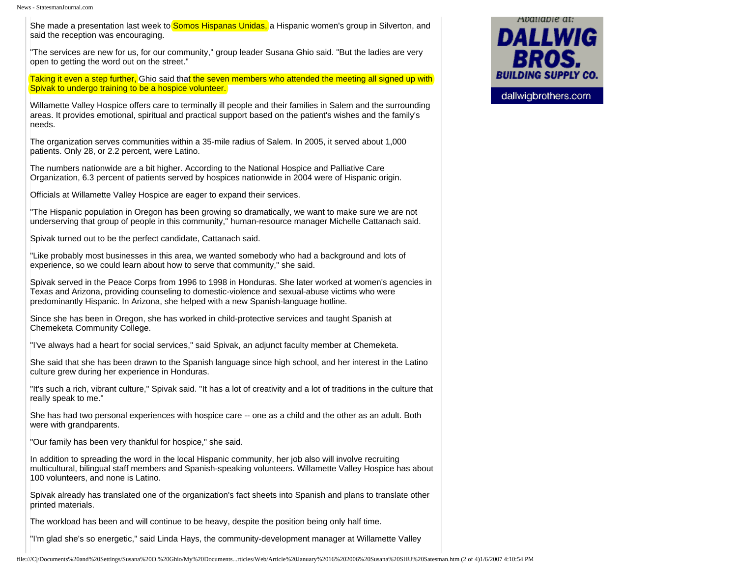She made a presentation last week to Somos Hispanas Unidas, a Hispanic women's group in Silverton, and said the reception was encouraging.

"The services are new for us, for our community," group leader Susana Ghio said. "But the ladies are very open to getting the word out on the street."

Taking it even a step further, Ghio said that the seven members who attended the meeting all signed up with Spivak to undergo training to be a hospice volunteer.

Willamette Valley Hospice offers care to terminally ill people and their families in Salem and the surrounding areas. It provides emotional, spiritual and practical support based on the patient's wishes and the family's needs.

The organization serves communities within a 35-mile radius of Salem. In 2005, it served about 1,000 patients. Only 28, or 2.2 percent, were Latino.

The numbers nationwide are a bit higher. According to the National Hospice and Palliative Care Organization, 6.3 percent of patients served by hospices nationwide in 2004 were of Hispanic origin.

Officials at Willamette Valley Hospice are eager to expand their services.

"The Hispanic population in Oregon has been growing so dramatically, we want to make sure we are not underserving that group of people in this community," human-resource manager Michelle Cattanach said.

Spivak turned out to be the perfect candidate, Cattanach said.

"Like probably most businesses in this area, we wanted somebody who had a background and lots of experience, so we could learn about how to serve that community," she said.

Spivak served in the Peace Corps from 1996 to 1998 in Honduras. She later worked at women's agencies in Texas and Arizona, providing counseling to domestic-violence and sexual-abuse victims who were predominantly Hispanic. In Arizona, she helped with a new Spanish-language hotline.

Since she has been in Oregon, she has worked in child-protective services and taught Spanish at Chemeketa Community College.

"I've always had a heart for social services," said Spivak, an adjunct faculty member at Chemeketa.

She said that she has been drawn to the Spanish language since high school, and her interest in the Latino culture grew during her experience in Honduras.

"It's such a rich, vibrant culture," Spivak said. "It has a lot of creativity and a lot of traditions in the culture that really speak to me."

She has had two personal experiences with hospice care -- one as a child and the other as an adult. Both were with grandparents.

"Our family has been very thankful for hospice," she said.

In addition to spreading the word in the local Hispanic community, her job also will involve recruiting multicultural, bilingual staff members and Spanish-speaking volunteers. Willamette Valley Hospice has about 100 volunteers, and none is Latino.

Spivak already has translated one of the organization's fact sheets into Spanish and plans to translate other printed materials.

The workload has been and will continue to be heavy, despite the position being only half time.

"I'm glad she's so energetic," said Linda Hays, the community-development manager at Willamette Valley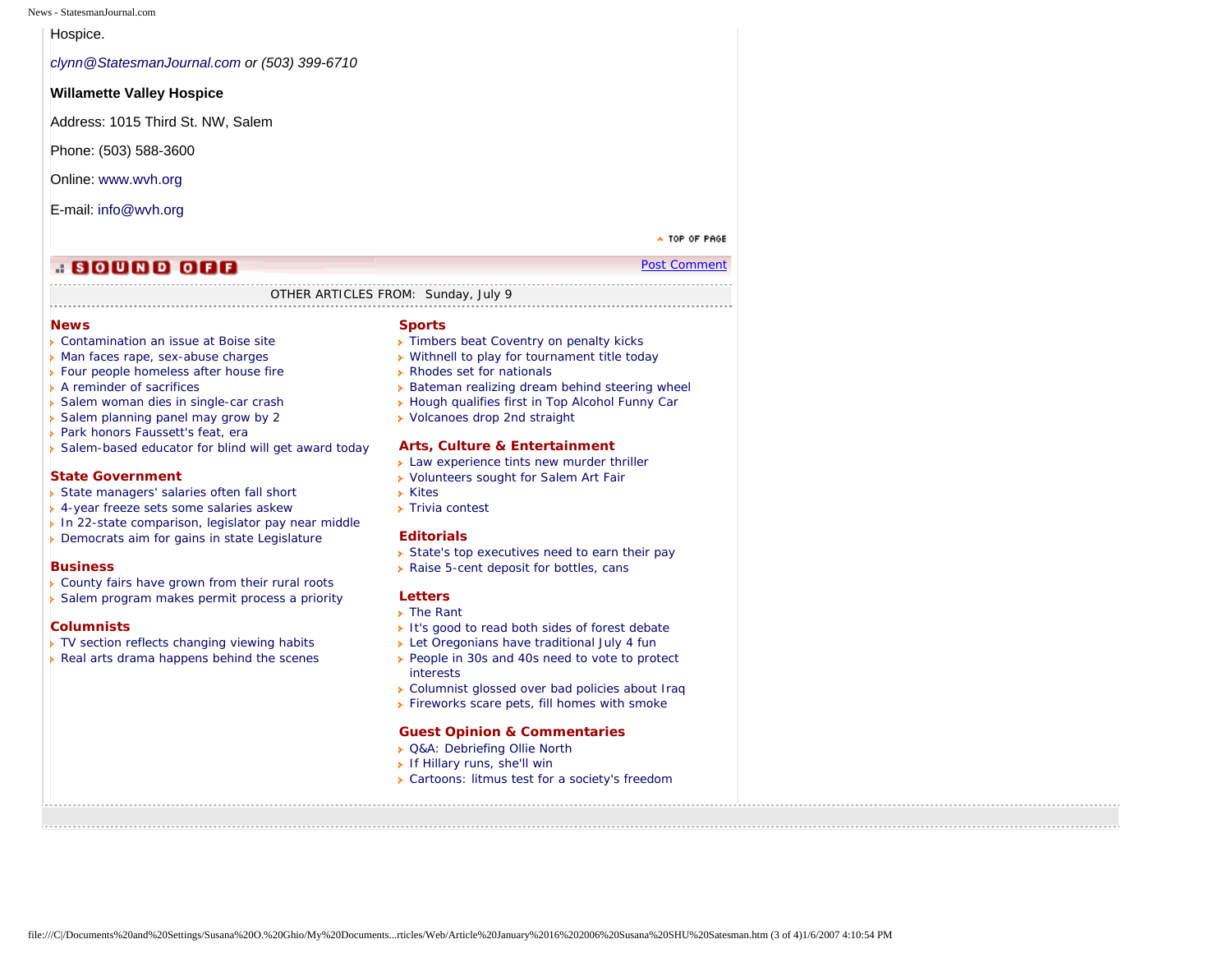Hospice.

*clynn@StatesmanJournal.com or (503) 399-6710*

**Willamette Valley Hospice**

Address: 1015 Third St. NW, Salem

Phone: (503) 588-3600

Online: www.wvh.org

E-mail: info@wvh.org

TOP OF PAGE

SOUND OFF

Post Comment

OTHER ARTICLES FROM: Sunday, July 9

### News

- Contamination an issue at Boise site
- Man faces rape, sex-abuse charges
- Four people homeless after house fire
- A reminder of sacrifices
- Salem woman dies in single-car crash
- Salem planning panel may grow by 2
- Park honors Faussett's feat, era
- Salem-based educator for blind will get award today

### State Government

- State managers' salaries often fall short
- 4-year freeze sets some salaries askew
- In 22-state comparison, legislator pay near middle
- Democrats aim for gains in state Legislature

### Business

- County fairs have grown from their rural roots
- Salem program makes permit process a priority

### Columnists

- TV section reflects changing viewing habits
- Real arts drama happens behind the scenes

### Sports

- Timbers beat Coventry on penalty kicks
- Withnell to play for tournament title today
- Rhodes set for nationals
- Bateman realizing dream behind steering wheel
- Hough qualifies first in Top Alcohol Funny Car
- Volcanoes drop 2nd straight

### Arts, Culture & Entertainment

- Law experience tints new murder thriller
- Volunteers sought for Salem Art Fair
- Kites
- Trivia contest

### Editorials

- State's top executives need to earn their pay
- Raise 5-cent deposit for bottles, cans

### Letters

- The Rant
- It's good to read both sides of forest debate
- Let Oregonians have traditional July 4 fun
- People in 30s and 40s need to vote to protect interests
- Columnist glossed over bad policies about Iraq
- Fireworks scare pets, fill homes with smoke

### Guest Opinion & Commentaries

- Q&A: Debriefing Ollie North
- If Hillary runs, she'll win
- Cartoons: litmus test for a society's freedom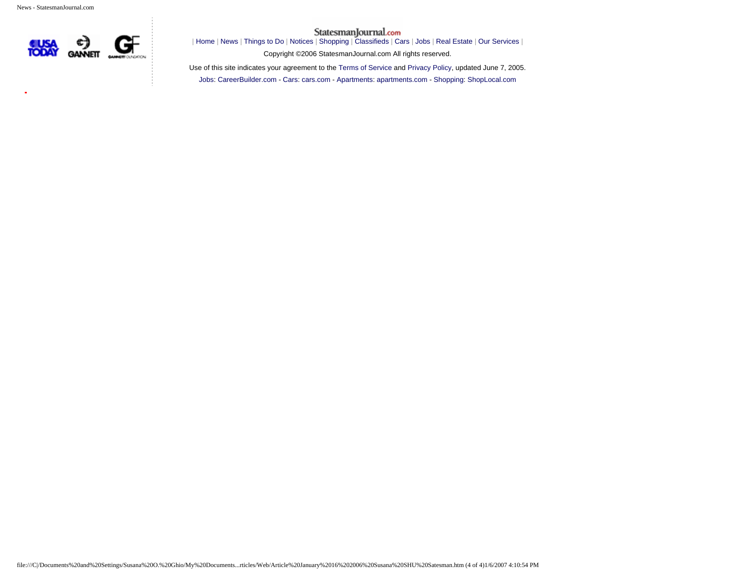StatesmanJournal.com

| Home | News | Things to Do | Notices | Shopping | Classifieds | Cars | Jobs | Real Estate | Our Services |

Copyright ©2006 StatesmanJournal.com All rights reserved.

Use of this site indicates your agreement to the Terms of Service and Privacy Policy, updated June 7, 2005.

Jobs: CareerBuilder.com - Cars: cars.com - Apartments: apartments.com - Shopping: ShopLocal.com